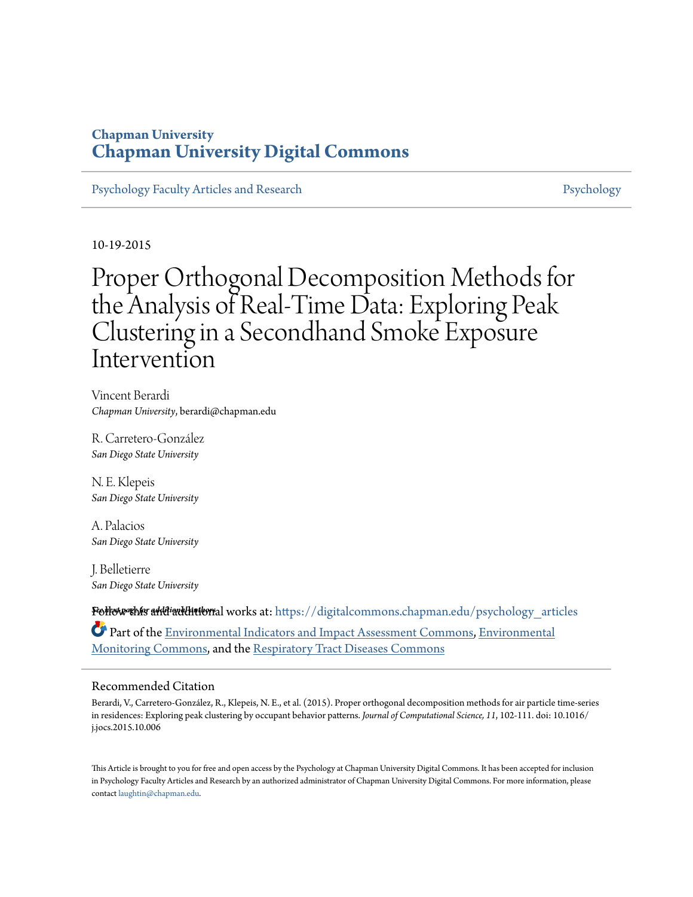# Chapman University
# Chapman University Digital Commons

Psychology Faculty Articles and Research | Psychology

10-19-2015

# Proper Orthogonal Decomposition Methods for the Analysis of Real-Time Data: Exploring Peak Clustering in a Secondhand Smoke Exposure Intervention

Vincent Berardi
*Chapman University*, berardi@chapman.edu

R. Carretero-González
*San Diego State University*

N. E. Klepeis
*San Diego State University*

A. Palacios
*San Diego State University*

J. Belletierre
*San Diego State University*

*See next page for additional authors*

Follow this and additional works at: https://digitalcommons.chapman.edu/psychology_articles

Part of the Environmental Indicators and Impact Assessment Commons, Environmental Monitoring Commons, and the Respiratory Tract Diseases Commons

## Recommended Citation

Berardi, V., Carretero-González, R., Klepeis, N. E., et al. (2015). Proper orthogonal decomposition methods for air particle time-series in residences: Exploring peak clustering by occupant behavior patterns. *Journal of Computational Science, 11*, 102-111. doi: 10.1016/j.jocs.2015.10.006

This Article is brought to you for free and open access by the Psychology at Chapman University Digital Commons. It has been accepted for inclusion in Psychology Faculty Articles and Research by an authorized administrator of Chapman University Digital Commons. For more information, please contact laughtin@chapman.edu.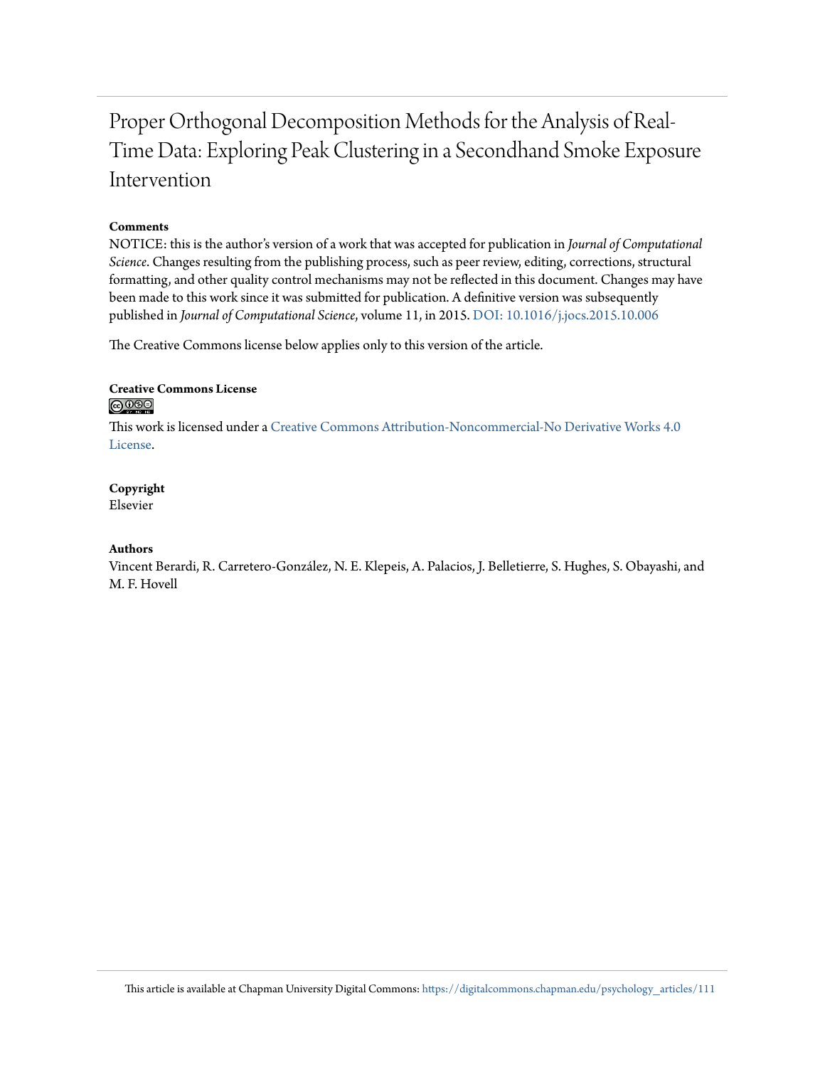# Proper Orthogonal Decomposition Methods for the Analysis of Real-Time Data: Exploring Peak Clustering in a Secondhand Smoke Exposure Intervention

**Comments**

NOTICE: this is the author's version of a work that was accepted for publication in *Journal of Computational Science*. Changes resulting from the publishing process, such as peer review, editing, corrections, structural formatting, and other quality control mechanisms may not be reflected in this document. Changes may have been made to this work since it was submitted for publication. A definitive version was subsequently published in *Journal of Computational Science*, volume 11, in 2015. DOI: 10.1016/j.jocs.2015.10.006

The Creative Commons license below applies only to this version of the article.

**Creative Commons License**

This work is licensed under a Creative Commons Attribution-Noncommercial-No Derivative Works 4.0 License.

**Copyright**

Elsevier

**Authors**

Vincent Berardi, R. Carretero-González, N. E. Klepeis, A. Palacios, J. Belletierre, S. Hughes, S. Obayashi, and M. F. Hovell

This article is available at Chapman University Digital Commons: https://digitalcommons.chapman.edu/psychology_articles/111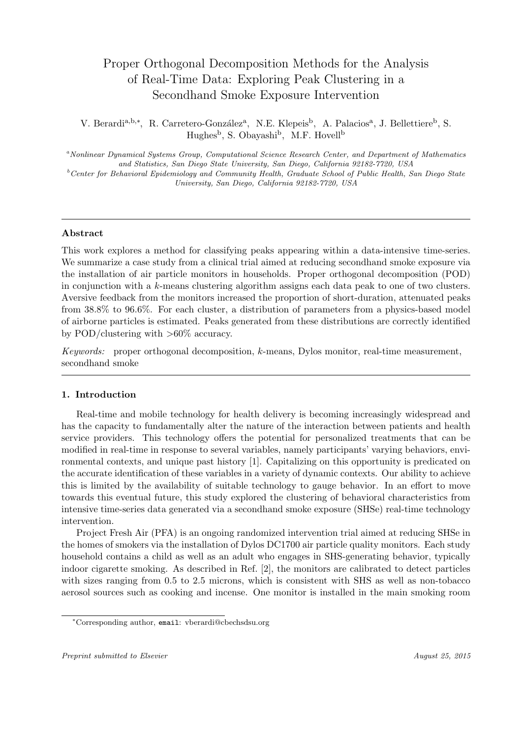# Proper Orthogonal Decomposition Methods for the Analysis of Real-Time Data: Exploring Peak Clustering in a Secondhand Smoke Exposure Intervention

V. Berardi[a,b,*], R. Carretero-González[a], N.E. Klepeis[b], A. Palacios[a], J. Bellettiere[b], S. Hughes[b], S. Obayashi[b], M.F. Hovell[b]

[a] *Nonlinear Dynamical Systems Group, Computational Science Research Center, and Department of Mathematics and Statistics, San Diego State University, San Diego, California 92182-7720, USA*

[b] *Center for Behavioral Epidemiology and Community Health, Graduate School of Public Health, San Diego State University, San Diego, California 92182-7720, USA*

---

## Abstract

This work explores a method for classifying peaks appearing within a data-intensive time-series. We summarize a case study from a clinical trial aimed at reducing secondhand smoke exposure via the installation of air particle monitors in households. Proper orthogonal decomposition (POD) in conjunction with a $k$-means clustering algorithm assigns each data peak to one of two clusters. Aversive feedback from the monitors increased the proportion of short-duration, attenuated peaks from 38.8% to 96.6%. For each cluster, a distribution of parameters from a physics-based model of airborne particles is estimated. Peaks generated from these distributions are correctly identified by POD/clustering with >60% accuracy.

*Keywords:* proper orthogonal decomposition, $k$-means, Dylos monitor, real-time measurement, secondhand smoke

---

## 1. Introduction

Real-time and mobile technology for health delivery is becoming increasingly widespread and has the capacity to fundamentally alter the nature of the interaction between patients and health service providers. This technology offers the potential for personalized treatments that can be modified in real-time in response to several variables, namely participants' varying behaviors, environmental contexts, and unique past history [1]. Capitalizing on this opportunity is predicated on the accurate identification of these variables in a variety of dynamic contexts. Our ability to achieve this is limited by the availability of suitable technology to gauge behavior. In an effort to move towards this eventual future, this study explored the clustering of behavioral characteristics from intensive time-series data generated via a secondhand smoke exposure (SHSe) real-time technology intervention.

Project Fresh Air (PFA) is an ongoing randomized intervention trial aimed at reducing SHSe in the homes of smokers via the installation of Dylos DC1700 air particle quality monitors. Each study household contains a child as well as an adult who engages in SHS-generating behavior, typically indoor cigarette smoking. As described in Ref. [2], the monitors are calibrated to detect particles with sizes ranging from 0.5 to 2.5 microns, which is consistent with SHS as well as non-tobacco aerosol sources such as cooking and incense. One monitor is installed in the main smoking room

---

*Corresponding author, email: vberardi@cbechsdsu.org

*Preprint submitted to Elsevier* — *August 25, 2015*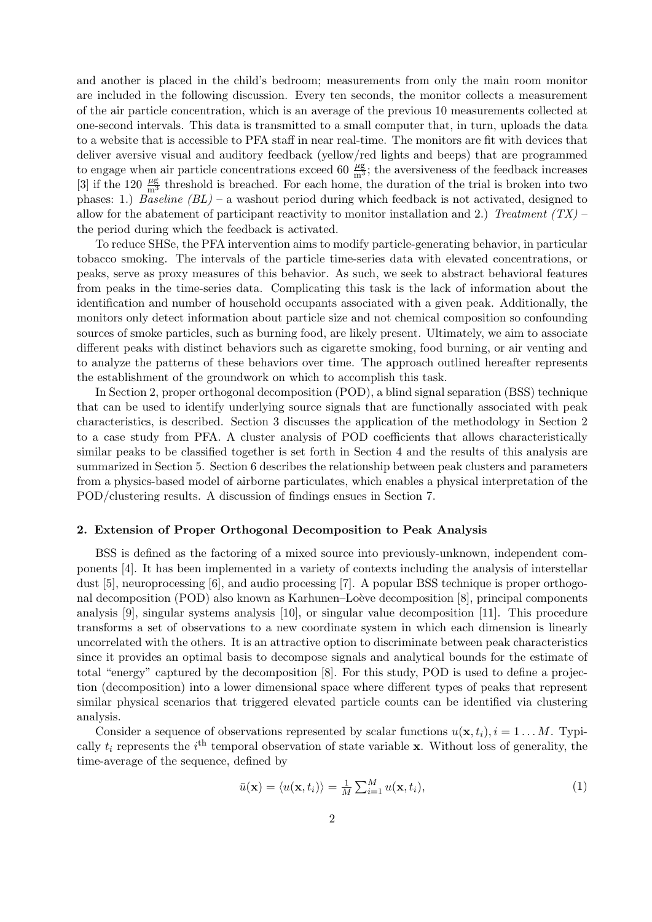and another is placed in the child's bedroom; measurements from only the main room monitor are included in the following discussion. Every ten seconds, the monitor collects a measurement of the air particle concentration, which is an average of the previous 10 measurements collected at one-second intervals. This data is transmitted to a small computer that, in turn, uploads the data to a website that is accessible to PFA staff in near real-time. The monitors are fit with devices that deliver aversive visual and auditory feedback (yellow/red lights and beeps) that are programmed to engage when air particle concentrations exceed 60 $\frac{\mu g}{m^3}$; the aversiveness of the feedback increases [3] if the 120 $\frac{\mu g}{m^3}$ threshold is breached. For each home, the duration of the trial is broken into two phases: 1.) *Baseline (BL)* – a washout period during which feedback is not activated, designed to allow for the abatement of participant reactivity to monitor installation and 2.) *Treatment (TX)* – the period during which the feedback is activated.

To reduce SHSe, the PFA intervention aims to modify particle-generating behavior, in particular tobacco smoking. The intervals of the particle time-series data with elevated concentrations, or peaks, serve as proxy measures of this behavior. As such, we seek to abstract behavioral features from peaks in the time-series data. Complicating this task is the lack of information about the identification and number of household occupants associated with a given peak. Additionally, the monitors only detect information about particle size and not chemical composition so confounding sources of smoke particles, such as burning food, are likely present. Ultimately, we aim to associate different peaks with distinct behaviors such as cigarette smoking, food burning, or air venting and to analyze the patterns of these behaviors over time. The approach outlined hereafter represents the establishment of the groundwork on which to accomplish this task.

In Section 2, proper orthogonal decomposition (POD), a blind signal separation (BSS) technique that can be used to identify underlying source signals that are functionally associated with peak characteristics, is described. Section 3 discusses the application of the methodology in Section 2 to a case study from PFA. A cluster analysis of POD coefficients that allows characteristically similar peaks to be classified together is set forth in Section 4 and the results of this analysis are summarized in Section 5. Section 6 describes the relationship between peak clusters and parameters from a physics-based model of airborne particulates, which enables a physical interpretation of the POD/clustering results. A discussion of findings ensues in Section 7.

## 2. Extension of Proper Orthogonal Decomposition to Peak Analysis

BSS is defined as the factoring of a mixed source into previously-unknown, independent components [4]. It has been implemented in a variety of contexts including the analysis of interstellar dust [5], neuroprocessing [6], and audio processing [7]. A popular BSS technique is proper orthogonal decomposition (POD) also known as Karhunen–Loève decomposition [8], principal components analysis [9], singular systems analysis [10], or singular value decomposition [11]. This procedure transforms a set of observations to a new coordinate system in which each dimension is linearly uncorrelated with the others. It is an attractive option to discriminate between peak characteristics since it provides an optimal basis to decompose signals and analytical bounds for the estimate of total "energy" captured by the decomposition [8]. For this study, POD is used to define a projection (decomposition) into a lower dimensional space where different types of peaks that represent similar physical scenarios that triggered elevated particle counts can be identified via clustering analysis.

Consider a sequence of observations represented by scalar functions $u(\mathbf{x}, t_i), i = 1 \dots M$. Typically $t_i$ represents the $i^{\text{th}}$ temporal observation of state variable $\mathbf{x}$. Without loss of generality, the time-average of the sequence, defined by

$$\bar{u}(\mathbf{x}) = \langle u(\mathbf{x}, t_i) \rangle = \tfrac{1}{M} \textstyle\sum_{i=1}^{M} u(\mathbf{x}, t_i), \tag{1}$$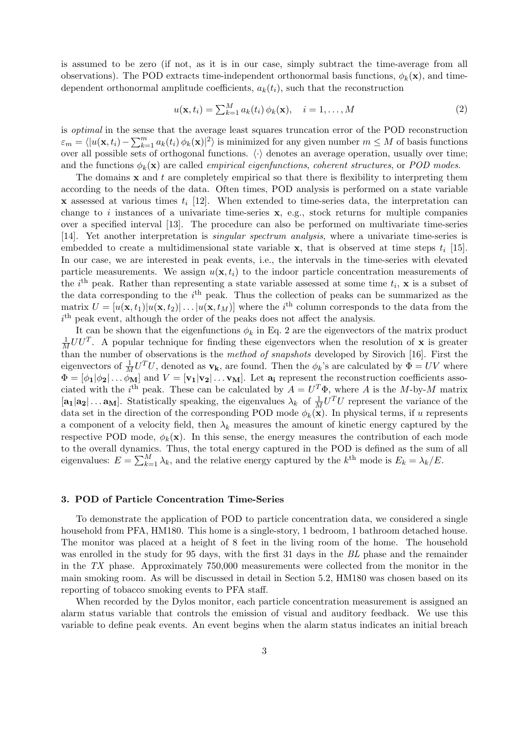is assumed to be zero (if not, as it is in our case, simply subtract the time-average from all observations). The POD extracts time-independent orthonormal basis functions, $\phi_k(\mathbf{x})$, and time-dependent orthonormal amplitude coefficients, $a_k(t_i)$, such that the reconstruction

$$u(\mathbf{x}, t_i) = \sum_{k=1}^{M} a_k(t_i)\, \phi_k(\mathbf{x}), \quad i = 1, \ldots, M \tag{2}$$

is *optimal* in the sense that the average least squares truncation error of the POD reconstruction $\varepsilon_m = \langle |u(\mathbf{x}, t_i) - \sum_{k=1}^{m} a_k(t_i)\, \phi_k(\mathbf{x})|^2 \rangle$ is minimized for any given number $m \leq M$ of basis functions over all possible sets of orthogonal functions. $\langle \cdot \rangle$ denotes an average operation, usually over time; and the functions $\phi_k(\mathbf{x})$ are called *empirical eigenfunctions*, *coherent structures*, or *POD modes*.

The domains $\mathbf{x}$ and $t$ are completely empirical so that there is flexibility to interpreting them according to the needs of the data. Often times, POD analysis is performed on a state variable $\mathbf{x}$ assessed at various times $t_i$ [12]. When extended to time-series data, the interpretation can change to $i$ instances of a univariate time-series $\mathbf{x}$, e.g., stock returns for multiple companies over a specified interval [13]. The procedure can also be performed on multivariate time-series [14]. Yet another interpretation is *singular spectrum analysis*, where a univariate time-series is embedded to create a multidimensional state variable $\mathbf{x}$, that is observed at time steps $t_i$ [15]. In our case, we are interested in peak events, i.e., the intervals in the time-series with elevated particle measurements. We assign $u(\mathbf{x}, t_i)$ to the indoor particle concentration measurements of the $i^{\text{th}}$ peak. Rather than representing a state variable assessed at some time $t_i$, $\mathbf{x}$ is a subset of the data corresponding to the $i^{\text{th}}$ peak. Thus the collection of peaks can be summarized as the matrix $U = [u(\mathbf{x}, t_1)|u(\mathbf{x}, t_2)| \ldots |u(\mathbf{x}, t_M)]$ where the $i^{\text{th}}$ column corresponds to the data from the $i^{\text{th}}$ peak event, although the order of the peaks does not affect the analysis.

It can be shown that the eigenfunctions $\phi_k$ in Eq. 2 are the eigenvectors of the matrix product $\frac{1}{M}UU^T$. A popular technique for finding these eigenvectors when the resolution of $\mathbf{x}$ is greater than the number of observations is the *method of snapshots* developed by Sirovich [16]. First the eigenvectors of $\frac{1}{M}U^TU$, denoted as $\mathbf{v_k}$, are found. Then the $\phi_k$'s are calculated by $\Phi = UV$ where $\Phi = [\phi_\mathbf{1}|\phi_\mathbf{2}| \ldots \phi_\mathbf{M}]$ and $V = [\mathbf{v_1}|\mathbf{v_2}| \ldots \mathbf{v_M}]$. Let $\mathbf{a_i}$ represent the reconstruction coefficients associated with the $i^{\text{th}}$ peak. These can be calculated by $A = U^T\Phi$, where $A$ is the $M$-by-$M$ matrix $[\mathbf{a_1}|\mathbf{a_2}| \ldots \mathbf{a_M}]$. Statistically speaking, the eigenvalues $\lambda_k$ of $\frac{1}{M}U^TU$ represent the variance of the data set in the direction of the corresponding POD mode $\phi_k(\mathbf{x})$. In physical terms, if $u$ represents a component of a velocity field, then $\lambda_k$ measures the amount of kinetic energy captured by the respective POD mode, $\phi_k(\mathbf{x})$. In this sense, the energy measures the contribution of each mode to the overall dynamics. Thus, the total energy captured in the POD is defined as the sum of all eigenvalues: $E = \sum_{k=1}^{M} \lambda_k$, and the relative energy captured by the $k^{\text{th}}$ mode is $E_k = \lambda_k / E$.

## 3. POD of Particle Concentration Time-Series

To demonstrate the application of POD to particle concentration data, we considered a single household from PFA, HM180. This home is a single-story, 1 bedroom, 1 bathroom detached house. The monitor was placed at a height of 8 feet in the living room of the home. The household was enrolled in the study for 95 days, with the first 31 days in the *BL* phase and the remainder in the *TX* phase. Approximately 750,000 measurements were collected from the monitor in the main smoking room. As will be discussed in detail in Section 5.2, HM180 was chosen based on its reporting of tobacco smoking events to PFA staff.

When recorded by the Dylos monitor, each particle concentration measurement is assigned an alarm status variable that controls the emission of visual and auditory feedback. We use this variable to define peak events. An event begins when the alarm status indicates an initial breach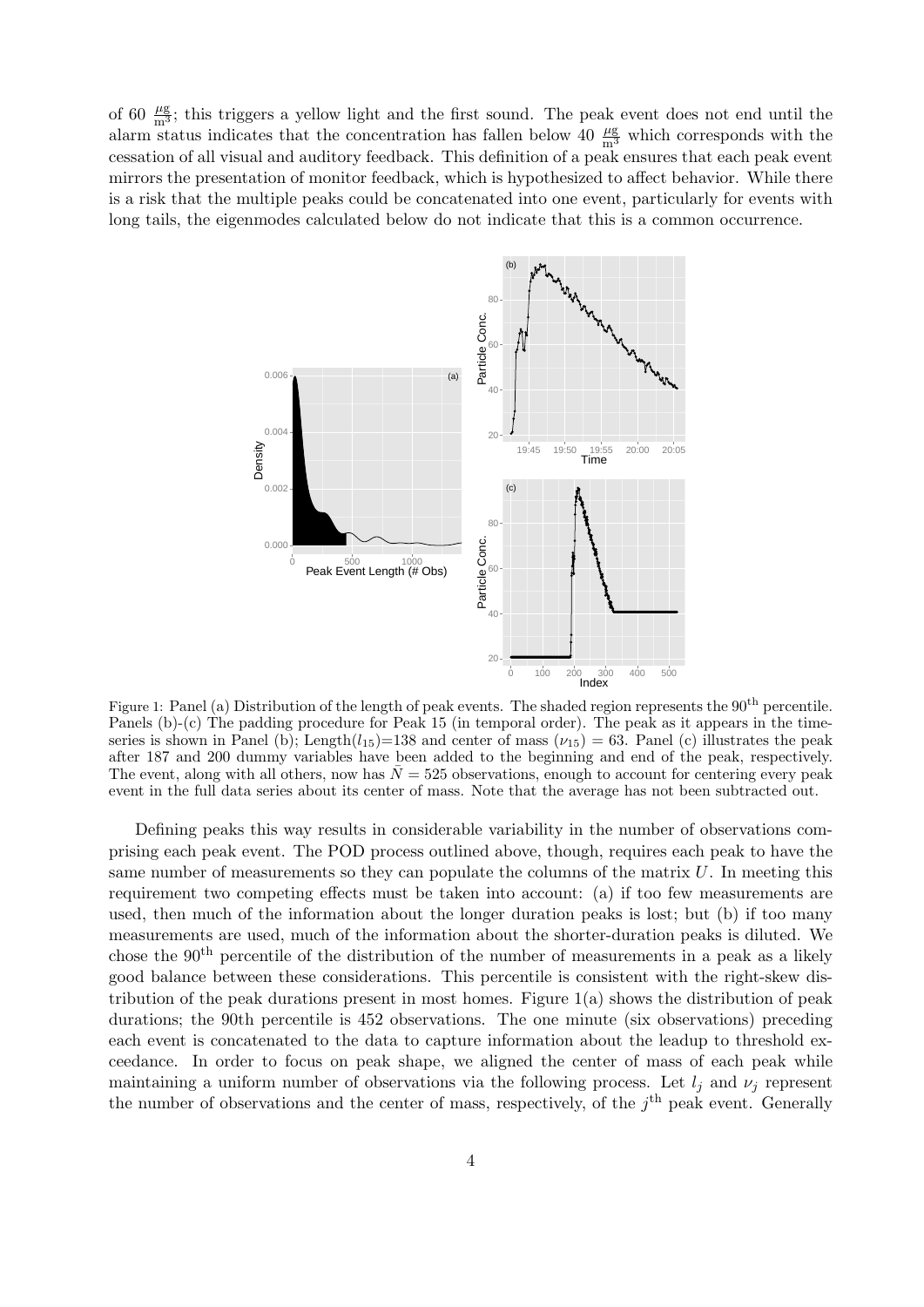of 60 $\frac{\mu g}{m^3}$; this triggers a yellow light and the first sound. The peak event does not end until the alarm status indicates that the concentration has fallen below 40 $\frac{\mu g}{m^3}$ which corresponds with the cessation of all visual and auditory feedback. This definition of a peak ensures that each peak event mirrors the presentation of monitor feedback, which is hypothesized to affect behavior. While there is a risk that the multiple peaks could be concatenated into one event, particularly for events with long tails, the eigenmodes calculated below do not indicate that this is a common occurrence.

Figure 1: Panel (a) Distribution of the length of peak events. The shaded region represents the 90$^{\text{th}}$ percentile. Panels (b)-(c) The padding procedure for Peak 15 (in temporal order). The peak as it appears in the time-series is shown in Panel (b); Length($l_{15}$)=138 and center of mass ($\nu_{15}$) = 63. Panel (c) illustrates the peak after 187 and 200 dummy variables have been added to the beginning and end of the peak, respectively. The event, along with all others, now has $\bar{N} = 525$ observations, enough to account for centering every peak event in the full data series about its center of mass. Note that the average has not been subtracted out.

Defining peaks this way results in considerable variability in the number of observations comprising each peak event. The POD process outlined above, though, requires each peak to have the same number of measurements so they can populate the columns of the matrix $U$. In meeting this requirement two competing effects must be taken into account: (a) if too few measurements are used, then much of the information about the longer duration peaks is lost; but (b) if too many measurements are used, much of the information about the shorter-duration peaks is diluted. We chose the 90$^{\text{th}}$ percentile of the distribution of the number of measurements in a peak as a likely good balance between these considerations. This percentile is consistent with the right-skew distribution of the peak durations present in most homes. Figure 1(a) shows the distribution of peak durations; the 90th percentile is 452 observations. The one minute (six observations) preceding each event is concatenated to the data to capture information about the leadup to threshold exceedance. In order to focus on peak shape, we aligned the center of mass of each peak while maintaining a uniform number of observations via the following process. Let $l_j$ and $\nu_j$ represent the number of observations and the center of mass, respectively, of the $j^{\text{th}}$ peak event. Generally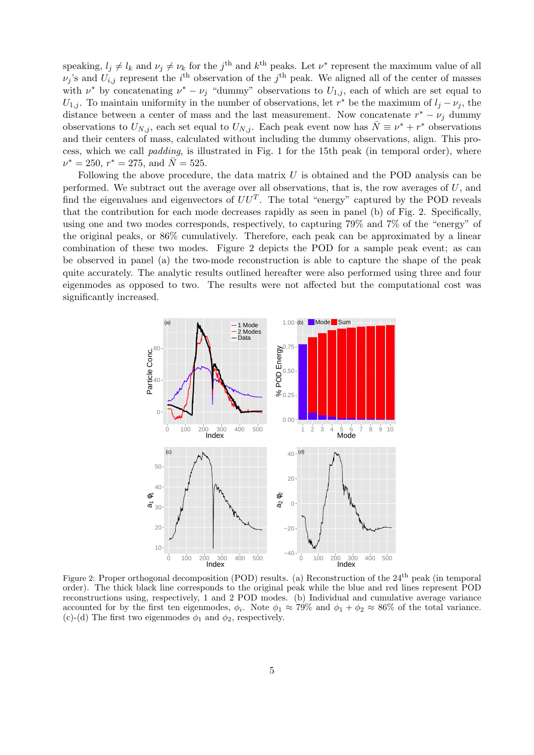speaking, $l_j \neq l_k$ and $\nu_j \neq \nu_k$ for the $j^{\text{th}}$ and $k^{\text{th}}$ peaks. Let $\nu^*$ represent the maximum value of all $\nu_j$'s and $U_{i,j}$ represent the $i^{\text{th}}$ observation of the $j^{\text{th}}$ peak. We aligned all of the center of masses with $\nu^*$ by concatenating $\nu^* - \nu_j$ "dummy" observations to $U_{1,j}$, each of which are set equal to $U_{1,j}$. To maintain uniformity in the number of observations, let $r^*$ be the maximum of $l_j - \nu_j$, the distance between a center of mass and the last measurement. Now concatenate $r^* - \nu_j$ dummy observations to $U_{N,j}$, each set equal to $U_{N,j}$. Each peak event now has $\bar{N} \equiv \nu^* + r^*$ observations and their centers of mass, calculated without including the dummy observations, align. This process, which we call *padding*, is illustrated in Fig. 1 for the 15th peak (in temporal order), where $\nu^* = 250$, $r^* = 275$, and $\bar{N} = 525$.

Following the above procedure, the data matrix $U$ is obtained and the POD analysis can be performed. We subtract out the average over all observations, that is, the row averages of $U$, and find the eigenvalues and eigenvectors of $UU^T$. The total "energy" captured by the POD reveals that the contribution for each mode decreases rapidly as seen in panel (b) of Fig. 2. Specifically, using one and two modes corresponds, respectively, to capturing 79% and 7% of the "energy" of the original peaks, or 86% cumulatively. Therefore, each peak can be approximated by a linear combination of these two modes. Figure 2 depicts the POD for a sample peak event; as can be observed in panel (a) the two-mode reconstruction is able to capture the shape of the peak quite accurately. The analytic results outlined hereafter were also performed using three and four eigenmodes as opposed to two. The results were not affected but the computational cost was significantly increased.

Figure 2: Proper orthogonal decomposition (POD) results. (a) Reconstruction of the 24[th] peak (in temporal order). The thick black line corresponds to the original peak while the blue and red lines represent POD reconstructions using, respectively, 1 and 2 POD modes. (b) Individual and cumulative average variance accounted for by the first ten eigenmodes, $\phi_i$. Note $\phi_1 \approx 79\%$ and $\phi_1 + \phi_2 \approx 86\%$ of the total variance. (c)-(d) The first two eigenmodes $\phi_1$ and $\phi_2$, respectively.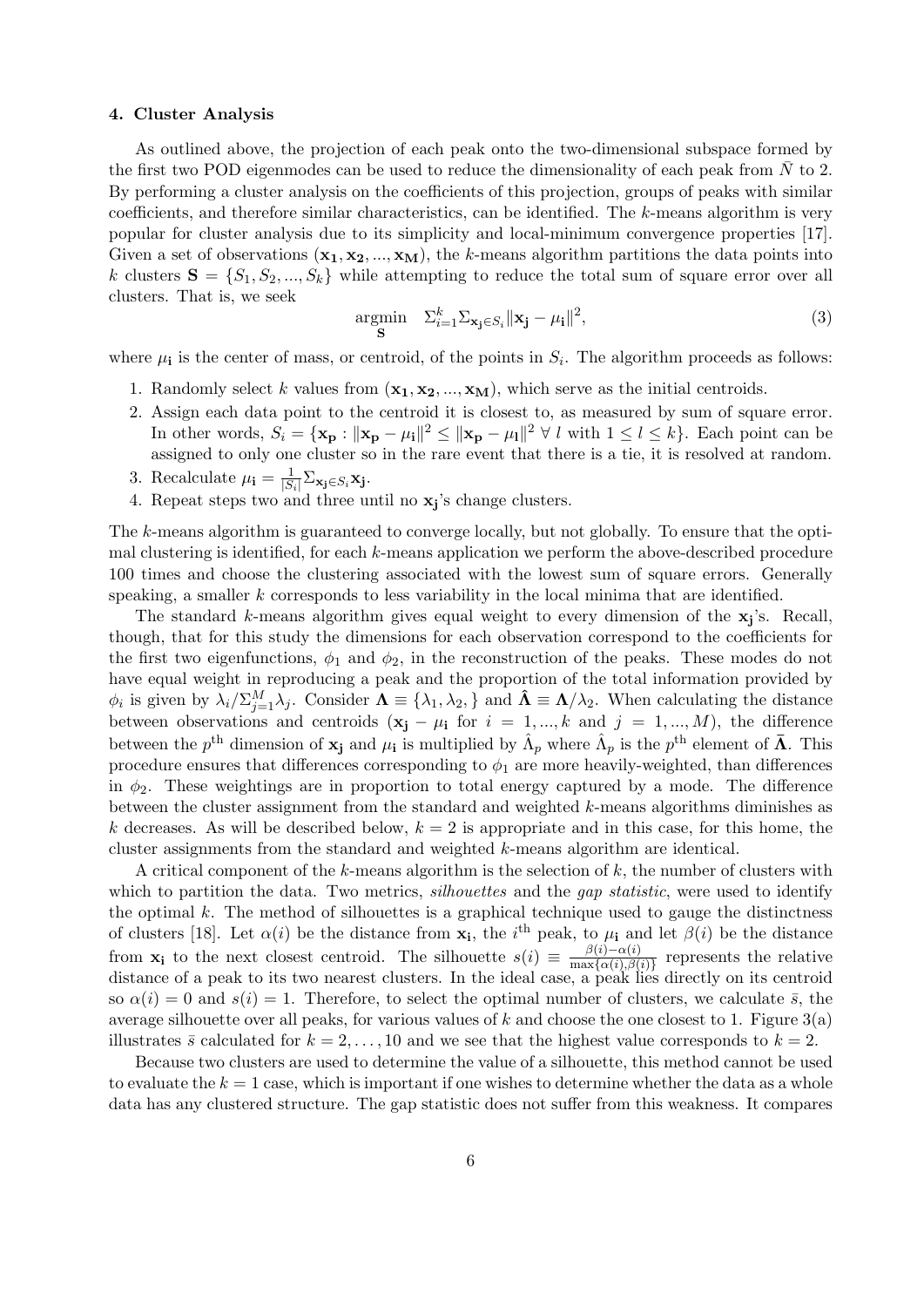### 4. Cluster Analysis

As outlined above, the projection of each peak onto the two-dimensional subspace formed by the first two POD eigenmodes can be used to reduce the dimensionality of each peak from $\bar{N}$ to 2. By performing a cluster analysis on the coefficients of this projection, groups of peaks with similar coefficients, and therefore similar characteristics, can be identified. The $k$-means algorithm is very popular for cluster analysis due to its simplicity and local-minimum convergence properties [17]. Given a set of observations $(\mathbf{x_1}, \mathbf{x_2}, ..., \mathbf{x_M})$, the $k$-means algorithm partitions the data points into $k$ clusters $\mathbf{S} = \{S_1, S_2, ..., S_k\}$ while attempting to reduce the total sum of square error over all clusters. That is, we seek

$$\underset{\mathbf{S}}{\operatorname{argmin}} \quad \Sigma_{i=1}^{k} \Sigma_{\mathbf{x_j} \in S_i} \|\mathbf{x_j} - \mu_\mathbf{i}\|^2, \tag{3}$$

where $\mu_\mathbf{i}$ is the center of mass, or centroid, of the points in $S_i$. The algorithm proceeds as follows:

1. Randomly select $k$ values from $(\mathbf{x_1}, \mathbf{x_2}, ..., \mathbf{x_M})$, which serve as the initial centroids.
2. Assign each data point to the centroid it is closest to, as measured by sum of square error. In other words, $S_i = \{\mathbf{x_p} : \|\mathbf{x_p} - \mu_\mathbf{i}\|^2 \leq \|\mathbf{x_p} - \mu_\mathbf{l}\|^2 \; \forall \; l \text{ with } 1 \leq l \leq k\}$. Each point can be assigned to only one cluster so in the rare event that there is a tie, it is resolved at random.
3. Recalculate $\mu_\mathbf{i} = \frac{1}{|S_i|} \Sigma_{\mathbf{x_j} \in S_i} \mathbf{x_j}$.
4. Repeat steps two and three until no $\mathbf{x_j}$'s change clusters.

The $k$-means algorithm is guaranteed to converge locally, but not globally. To ensure that the optimal clustering is identified, for each $k$-means application we perform the above-described procedure 100 times and choose the clustering associated with the lowest sum of square errors. Generally speaking, a smaller $k$ corresponds to less variability in the local minima that are identified.

The standard $k$-means algorithm gives equal weight to every dimension of the $\mathbf{x_j}$'s. Recall, though, that for this study the dimensions for each observation correspond to the coefficients for the first two eigenfunctions, $\phi_1$ and $\phi_2$, in the reconstruction of the peaks. These modes do not have equal weight in reproducing a peak and the proportion of the total information provided by $\phi_i$ is given by $\lambda_i / \Sigma_{j=1}^{M} \lambda_j$. Consider $\mathbf{\Lambda} \equiv \{\lambda_1, \lambda_2, \}$ and $\hat{\mathbf{\Lambda}} \equiv \mathbf{\Lambda}/\lambda_2$. When calculating the distance between observations and centroids ($\mathbf{x_j} - \mu_\mathbf{i}$ for $i = 1, ..., k$ and $j = 1, ..., M$), the difference between the $p^{\text{th}}$ dimension of $\mathbf{x_j}$ and $\mu_\mathbf{i}$ is multiplied by $\hat{\Lambda}_p$ where $\hat{\Lambda}_p$ is the $p^{\text{th}}$ element of $\bar{\mathbf{\Lambda}}$. This procedure ensures that differences corresponding to $\phi_1$ are more heavily-weighted, than differences in $\phi_2$. These weightings are in proportion to total energy captured by a mode. The difference between the cluster assignment from the standard and weighted $k$-means algorithms diminishes as $k$ decreases. As will be described below, $k = 2$ is appropriate and in this case, for this home, the cluster assignments from the standard and weighted $k$-means algorithm are identical.

A critical component of the $k$-means algorithm is the selection of $k$, the number of clusters with which to partition the data. Two metrics, *silhouettes* and the *gap statistic*, were used to identify the optimal $k$. The method of silhouettes is a graphical technique used to gauge the distinctness of clusters [18]. Let $\alpha(i)$ be the distance from $\mathbf{x_i}$, the $i^{\text{th}}$ peak, to $\mu_\mathbf{i}$ and let $\beta(i)$ be the distance from $\mathbf{x_i}$ to the next closest centroid. The silhouette $s(i) \equiv \frac{\beta(i) - \alpha(i)}{\max\{\alpha(i), \beta(i)\}}$ represents the relative distance of a peak to its two nearest clusters. In the ideal case, a peak lies directly on its centroid so $\alpha(i) = 0$ and $s(i) = 1$. Therefore, to select the optimal number of clusters, we calculate $\bar{s}$, the average silhouette over all peaks, for various values of $k$ and choose the one closest to 1. Figure 3(a) illustrates $\bar{s}$ calculated for $k = 2, \ldots, 10$ and we see that the highest value corresponds to $k = 2$.

Because two clusters are used to determine the value of a silhouette, this method cannot be used to evaluate the $k = 1$ case, which is important if one wishes to determine whether the data as a whole data has any clustered structure. The gap statistic does not suffer from this weakness. It compares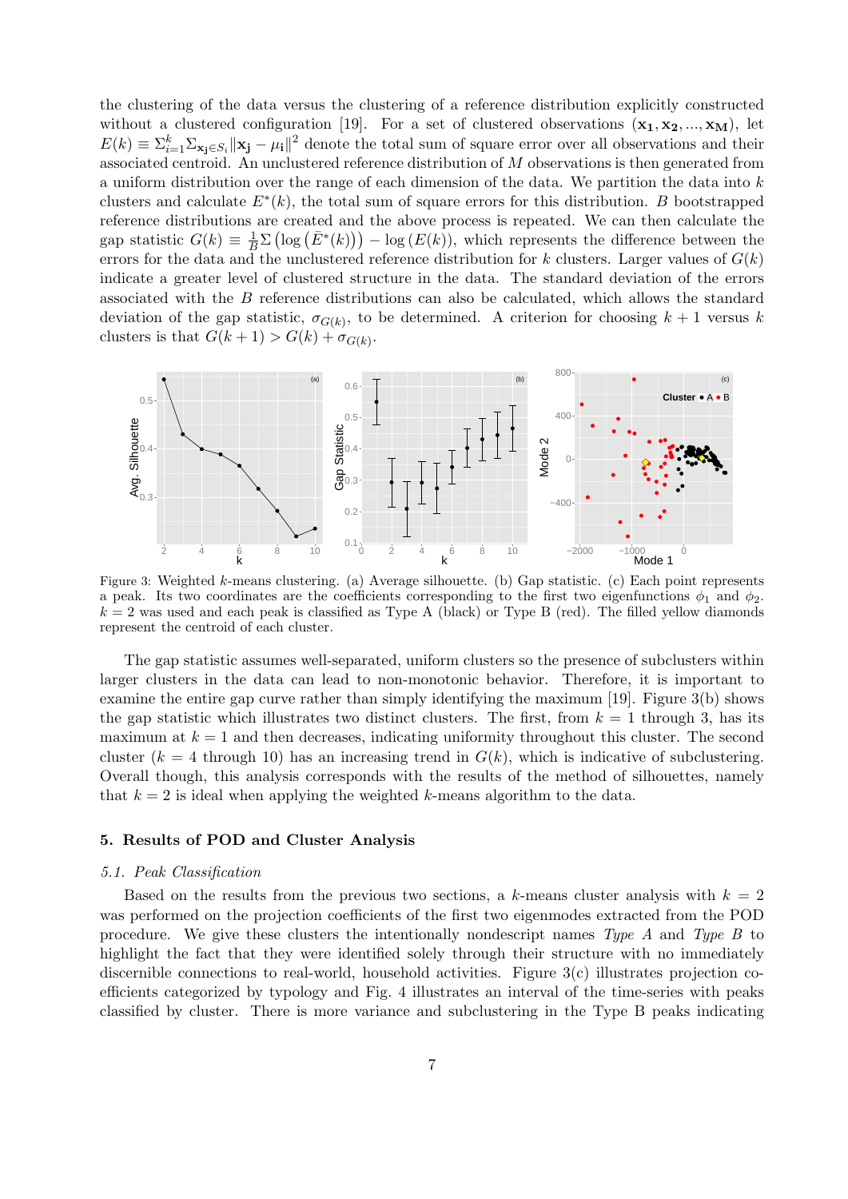the clustering of the data versus the clustering of a reference distribution explicitly constructed without a clustered configuration [19]. For a set of clustered observations $(\mathbf{x_1}, \mathbf{x_2}, ..., \mathbf{x_M})$, let $E(k) \equiv \Sigma_{i=1}^{k} \Sigma_{\mathbf{x_j} \in S_i} \|\mathbf{x_j} - \mu_\mathbf{i}\|^2$ denote the total sum of square error over all observations and their associated centroid. An unclustered reference distribution of $M$ observations is then generated from a uniform distribution over the range of each dimension of the data. We partition the data into $k$ clusters and calculate $E^*(k)$, the total sum of square errors for this distribution. $B$ bootstrapped reference distributions are created and the above process is repeated. We can then calculate the gap statistic $G(k) \equiv \frac{1}{B}\Sigma\left(\log\left(\bar{E}^*(k)\right)\right) - \log\left(E(k)\right)$, which represents the difference between the errors for the data and the unclustered reference distribution for $k$ clusters. Larger values of $G(k)$ indicate a greater level of clustered structure in the data. The standard deviation of the errors associated with the $B$ reference distributions can also be calculated, which allows the standard deviation of the gap statistic, $\sigma_{G(k)}$, to be determined. A criterion for choosing $k+1$ versus $k$ clusters is that $G(k+1) > G(k) + \sigma_{G(k)}$.

Figure 3: Weighted $k$-means clustering. (a) Average silhouette. (b) Gap statistic. (c) Each point represents a peak. Its two coordinates are the coefficients corresponding to the first two eigenfunctions $\phi_1$ and $\phi_2$. $k = 2$ was used and each peak is classified as Type A (black) or Type B (red). The filled yellow diamonds represent the centroid of each cluster.

The gap statistic assumes well-separated, uniform clusters so the presence of subclusters within larger clusters in the data can lead to non-monotonic behavior. Therefore, it is important to examine the entire gap curve rather than simply identifying the maximum [19]. Figure 3(b) shows the gap statistic which illustrates two distinct clusters. The first, from $k = 1$ through 3, has its maximum at $k = 1$ and then decreases, indicating uniformity throughout this cluster. The second cluster ($k = 4$ through 10) has an increasing trend in $G(k)$, which is indicative of subclustering. Overall though, this analysis corresponds with the results of the method of silhouettes, namely that $k = 2$ is ideal when applying the weighted $k$-means algorithm to the data.

## 5. Results of POD and Cluster Analysis

### 5.1. Peak Classification

Based on the results from the previous two sections, a $k$-means cluster analysis with $k = 2$ was performed on the projection coefficients of the first two eigenmodes extracted from the POD procedure. We give these clusters the intentionally nondescript names *Type A* and *Type B* to highlight the fact that they were identified solely through their structure with no immediately discernible connections to real-world, household activities. Figure 3(c) illustrates projection coefficients categorized by typology and Fig. 4 illustrates an interval of the time-series with peaks classified by cluster. There is more variance and subclustering in the Type B peaks indicating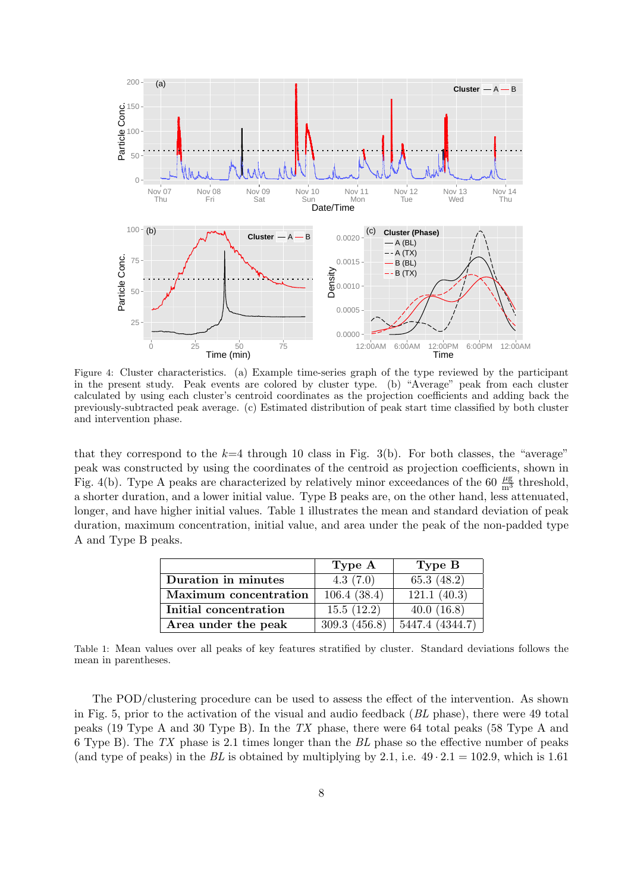Figure 4: Cluster characteristics. (a) Example time-series graph of the type reviewed by the participant in the present study. Peak events are colored by cluster type. (b) "Average" peak from each cluster calculated by using each cluster's centroid coordinates as the projection coefficients and adding back the previously-subtracted peak average. (c) Estimated distribution of peak start time classified by both cluster and intervention phase.

that they correspond to the $k$=4 through 10 class in Fig. 3(b). For both classes, the "average" peak was constructed by using the coordinates of the centroid as projection coefficients, shown in Fig. 4(b). Type A peaks are characterized by relatively minor exceedances of the 60 $\frac{\mu g}{m^3}$ threshold, a shorter duration, and a lower initial value. Type B peaks are, on the other hand, less attenuated, longer, and have higher initial values. Table 1 illustrates the mean and standard deviation of peak duration, maximum concentration, initial value, and area under the peak of the non-padded type A and Type B peaks.

| | **Type A** | **Type B** |
|---|---|---|
| **Duration in minutes** | 4.3 (7.0) | 65.3 (48.2) |
| **Maximum concentration** | 106.4 (38.4) | 121.1 (40.3) |
| **Initial concentration** | 15.5 (12.2) | 40.0 (16.8) |
| **Area under the peak** | 309.3 (456.8) | 5447.4 (4344.7) |

Table 1: Mean values over all peaks of key features stratified by cluster. Standard deviations follows the mean in parentheses.

The POD/clustering procedure can be used to assess the effect of the intervention. As shown in Fig. 5, prior to the activation of the visual and audio feedback (*BL* phase), there were 49 total peaks (19 Type A and 30 Type B). In the *TX* phase, there were 64 total peaks (58 Type A and 6 Type B). The *TX* phase is 2.1 times longer than the *BL* phase so the effective number of peaks (and type of peaks) in the *BL* is obtained by multiplying by 2.1, i.e. $49 \cdot 2.1 = 102.9$, which is 1.61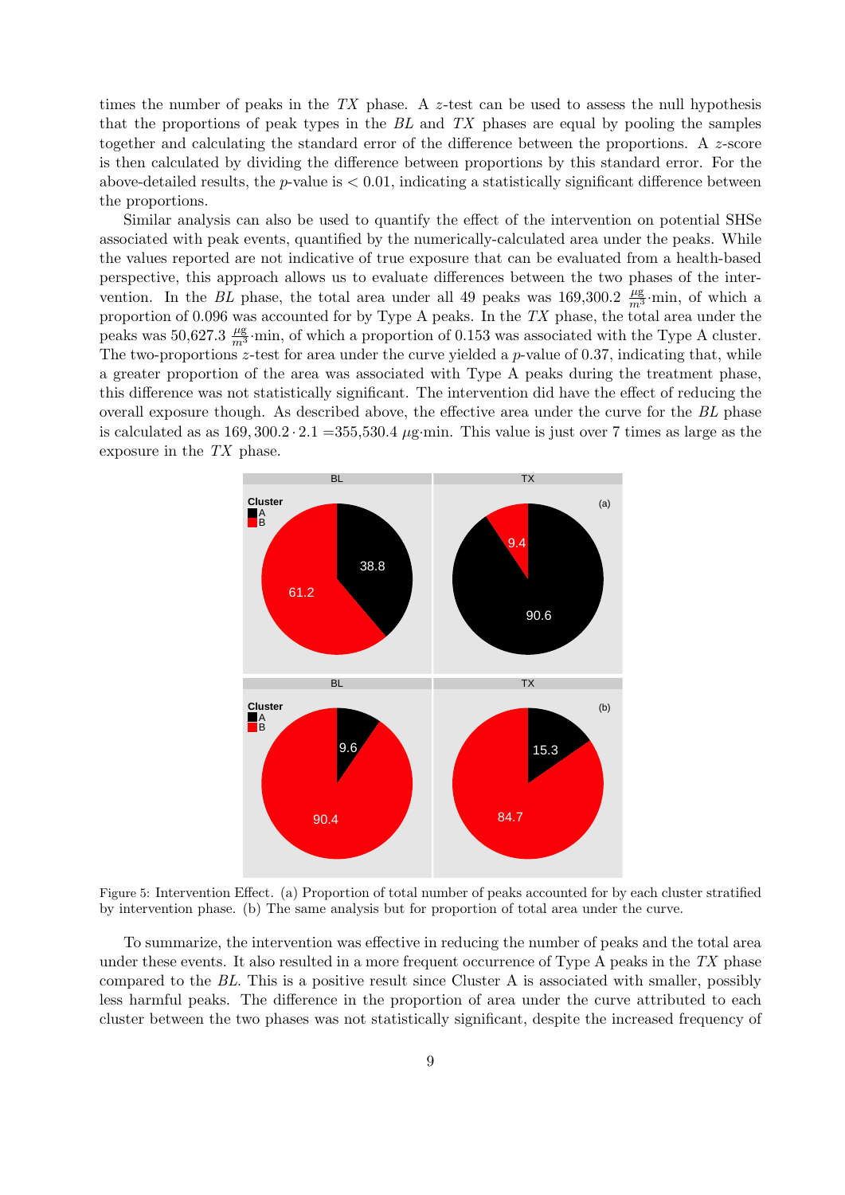times the number of peaks in the *TX* phase. A $z$-test can be used to assess the null hypothesis that the proportions of peak types in the *BL* and *TX* phases are equal by pooling the samples together and calculating the standard error of the difference between the proportions. A $z$-score is then calculated by dividing the difference between proportions by this standard error. For the above-detailed results, the $p$-value is $< 0.01$, indicating a statistically significant difference between the proportions.

Similar analysis can also be used to quantify the effect of the intervention on potential SHSe associated with peak events, quantified by the numerically-calculated area under the peaks. While the values reported are not indicative of true exposure that can be evaluated from a health-based perspective, this approach allows us to evaluate differences between the two phases of the intervention. In the *BL* phase, the total area under all 49 peaks was 169,300.2 $\frac{\mu g}{m^3}$·min, of which a proportion of 0.096 was accounted for by Type A peaks. In the *TX* phase, the total area under the peaks was 50,627.3 $\frac{\mu g}{m^3}$·min, of which a proportion of 0.153 was associated with the Type A cluster. The two-proportions $z$-test for area under the curve yielded a $p$-value of 0.37, indicating that, while a greater proportion of the area was associated with Type A peaks during the treatment phase, this difference was not statistically significant. The intervention did have the effect of reducing the overall exposure though. As described above, the effective area under the curve for the *BL* phase is calculated as as $169,300.2 \cdot 2.1$ =355,530.4 $\mu$g·min. This value is just over 7 times as large as the exposure in the *TX* phase.

Figure 5: Intervention Effect. (a) Proportion of total number of peaks accounted for by each cluster stratified by intervention phase. (b) The same analysis but for proportion of total area under the curve.

To summarize, the intervention was effective in reducing the number of peaks and the total area under these events. It also resulted in a more frequent occurrence of Type A peaks in the *TX* phase compared to the *BL*. This is a positive result since Cluster A is associated with smaller, possibly less harmful peaks. The difference in the proportion of area under the curve attributed to each cluster between the two phases was not statistically significant, despite the increased frequency of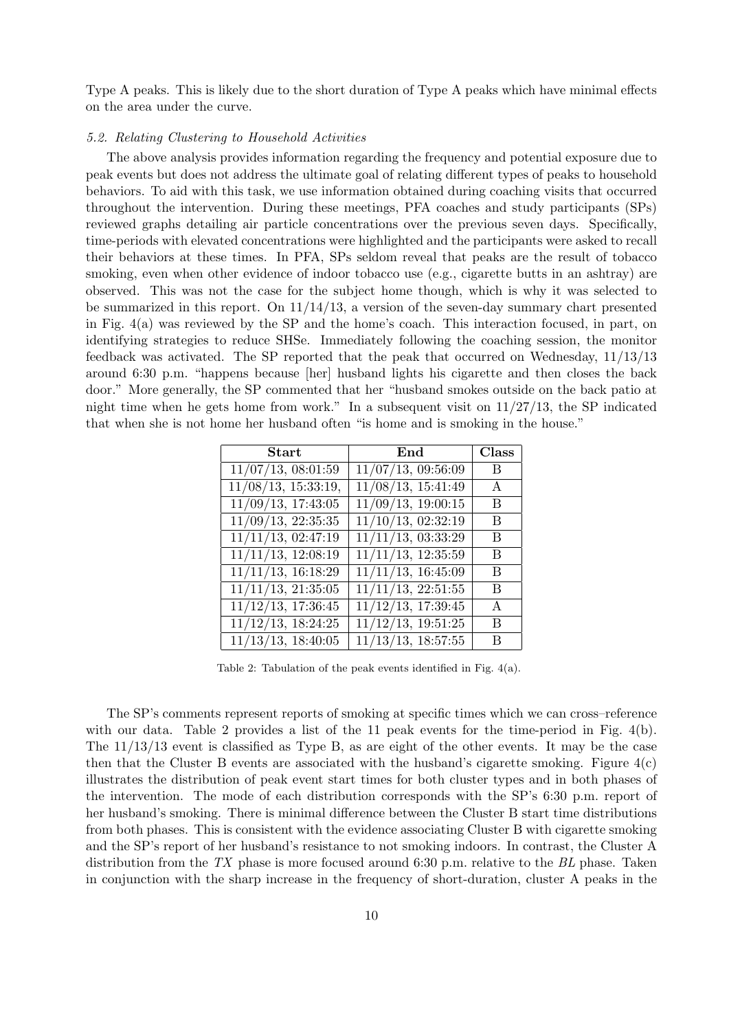Type A peaks. This is likely due to the short duration of Type A peaks which have minimal effects on the area under the curve.

### *5.2. Relating Clustering to Household Activities*

The above analysis provides information regarding the frequency and potential exposure due to peak events but does not address the ultimate goal of relating different types of peaks to household behaviors. To aid with this task, we use information obtained during coaching visits that occurred throughout the intervention. During these meetings, PFA coaches and study participants (SPs) reviewed graphs detailing air particle concentrations over the previous seven days. Specifically, time-periods with elevated concentrations were highlighted and the participants were asked to recall their behaviors at these times. In PFA, SPs seldom reveal that peaks are the result of tobacco smoking, even when other evidence of indoor tobacco use (e.g., cigarette butts in an ashtray) are observed. This was not the case for the subject home though, which is why it was selected to be summarized in this report. On 11/14/13, a version of the seven-day summary chart presented in Fig. 4(a) was reviewed by the SP and the home's coach. This interaction focused, in part, on identifying strategies to reduce SHSe. Immediately following the coaching session, the monitor feedback was activated. The SP reported that the peak that occurred on Wednesday, 11/13/13 around 6:30 p.m. "happens because [her] husband lights his cigarette and then closes the back door." More generally, the SP commented that her "husband smokes outside on the back patio at night time when he gets home from work." In a subsequent visit on 11/27/13, the SP indicated that when she is not home her husband often "is home and is smoking in the house."

| **Start** | **End** | **Class** |
|---|---|---|
| 11/07/13, 08:01:59 | 11/07/13, 09:56:09 | B |
| 11/08/13, 15:33:19, | 11/08/13, 15:41:49 | A |
| 11/09/13, 17:43:05 | 11/09/13, 19:00:15 | B |
| 11/09/13, 22:35:35 | 11/10/13, 02:32:19 | B |
| 11/11/13, 02:47:19 | 11/11/13, 03:33:29 | B |
| 11/11/13, 12:08:19 | 11/11/13, 12:35:59 | B |
| 11/11/13, 16:18:29 | 11/11/13, 16:45:09 | B |
| 11/11/13, 21:35:05 | 11/11/13, 22:51:55 | B |
| 11/12/13, 17:36:45 | 11/12/13, 17:39:45 | A |
| 11/12/13, 18:24:25 | 11/12/13, 19:51:25 | B |
| 11/13/13, 18:40:05 | 11/13/13, 18:57:55 | B |

Table 2: Tabulation of the peak events identified in Fig. 4(a).

The SP's comments represent reports of smoking at specific times which we can cross–reference with our data. Table 2 provides a list of the 11 peak events for the time-period in Fig. 4(b). The 11/13/13 event is classified as Type B, as are eight of the other events. It may be the case then that the Cluster B events are associated with the husband's cigarette smoking. Figure 4(c) illustrates the distribution of peak event start times for both cluster types and in both phases of the intervention. The mode of each distribution corresponds with the SP's 6:30 p.m. report of her husband's smoking. There is minimal difference between the Cluster B start time distributions from both phases. This is consistent with the evidence associating Cluster B with cigarette smoking and the SP's report of her husband's resistance to not smoking indoors. In contrast, the Cluster A distribution from the *TX* phase is more focused around 6:30 p.m. relative to the *BL* phase. Taken in conjunction with the sharp increase in the frequency of short-duration, cluster A peaks in the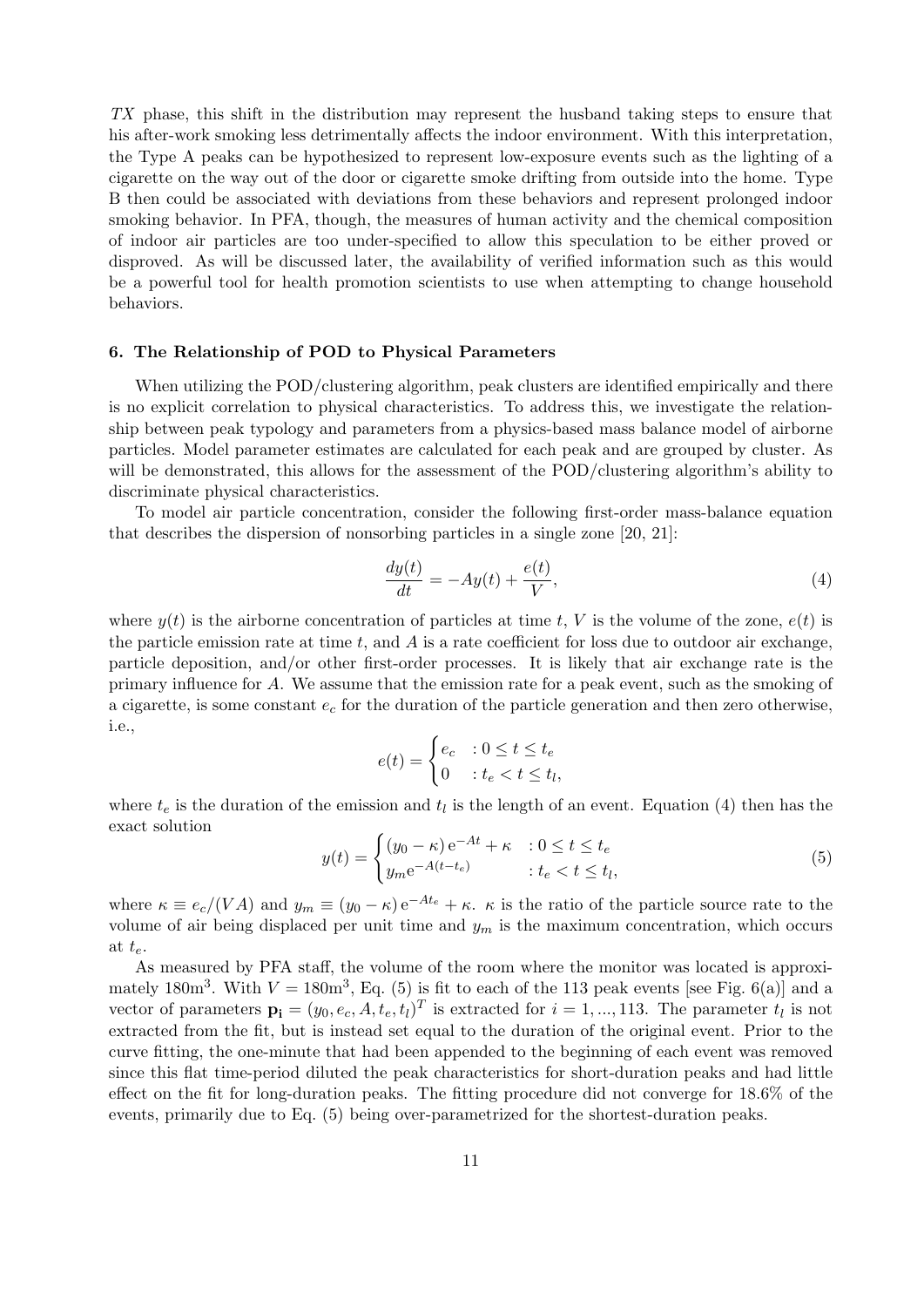*TX* phase, this shift in the distribution may represent the husband taking steps to ensure that his after-work smoking less detrimentally affects the indoor environment. With this interpretation, the Type A peaks can be hypothesized to represent low-exposure events such as the lighting of a cigarette on the way out of the door or cigarette smoke drifting from outside into the home. Type B then could be associated with deviations from these behaviors and represent prolonged indoor smoking behavior. In PFA, though, the measures of human activity and the chemical composition of indoor air particles are too under-specified to allow this speculation to be either proved or disproved. As will be discussed later, the availability of verified information such as this would be a powerful tool for health promotion scientists to use when attempting to change household behaviors.

## 6. The Relationship of POD to Physical Parameters

When utilizing the POD/clustering algorithm, peak clusters are identified empirically and there is no explicit correlation to physical characteristics. To address this, we investigate the relationship between peak typology and parameters from a physics-based mass balance model of airborne particles. Model parameter estimates are calculated for each peak and are grouped by cluster. As will be demonstrated, this allows for the assessment of the POD/clustering algorithm's ability to discriminate physical characteristics.

To model air particle concentration, consider the following first-order mass-balance equation that describes the dispersion of nonsorbing particles in a single zone [20, 21]:

$$\frac{dy(t)}{dt} = -Ay(t) + \frac{e(t)}{V}, \tag{4}$$

where $y(t)$ is the airborne concentration of particles at time $t$, $V$ is the volume of the zone, $e(t)$ is the particle emission rate at time $t$, and $A$ is a rate coefficient for loss due to outdoor air exchange, particle deposition, and/or other first-order processes. It is likely that air exchange rate is the primary influence for $A$. We assume that the emission rate for a peak event, such as the smoking of a cigarette, is some constant $e_c$ for the duration of the particle generation and then zero otherwise, i.e.,

$$e(t) = \begin{cases} e_c & : 0 \le t \le t_e \\ 0 & : t_e < t \le t_l, \end{cases}$$

where $t_e$ is the duration of the emission and $t_l$ is the length of an event. Equation (4) then has the exact solution

$$y(t) = \begin{cases} (y_0 - \kappa)\,\mathrm{e}^{-At} + \kappa & : 0 \le t \le t_e \\ y_m \mathrm{e}^{-A(t-t_e)} & : t_e < t \le t_l, \end{cases} \tag{5}$$

where $\kappa \equiv e_c/(VA)$ and $y_m \equiv (y_0 - \kappa)\,\mathrm{e}^{-At_e} + \kappa$. $\kappa$ is the ratio of the particle source rate to the volume of air being displaced per unit time and $y_m$ is the maximum concentration, which occurs at $t_e$.

As measured by PFA staff, the volume of the room where the monitor was located is approximately $180\text{m}^3$. With $V = 180\text{m}^3$, Eq. (5) is fit to each of the 113 peak events [see Fig. 6(a)] and a vector of parameters $\mathbf{p_i} = (y_0, e_c, A, t_e, t_l)^T$ is extracted for $i = 1, ..., 113$. The parameter $t_l$ is not extracted from the fit, but is instead set equal to the duration of the original event. Prior to the curve fitting, the one-minute that had been appended to the beginning of each event was removed since this flat time-period diluted the peak characteristics for short-duration peaks and had little effect on the fit for long-duration peaks. The fitting procedure did not converge for 18.6% of the events, primarily due to Eq. (5) being over-parametrized for the shortest-duration peaks.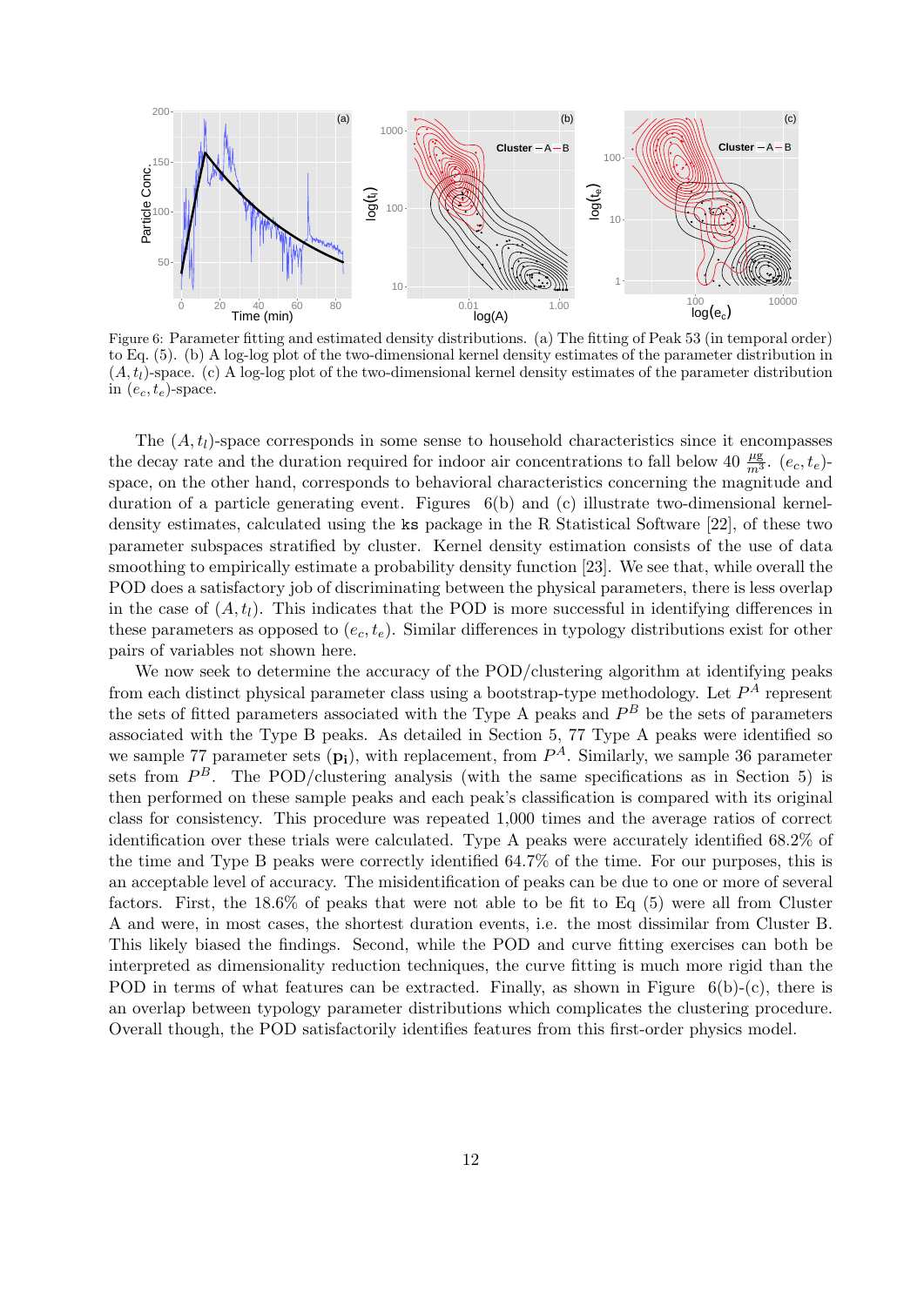Figure 6: Parameter fitting and estimated density distributions. (a) The fitting of Peak 53 (in temporal order) to Eq. (5). (b) A log-log plot of the two-dimensional kernel density estimates of the parameter distribution in $(A, t_l)$-space. (c) A log-log plot of the two-dimensional kernel density estimates of the parameter distribution in $(e_c, t_e)$-space.

The $(A, t_l)$-space corresponds in some sense to household characteristics since it encompasses the decay rate and the duration required for indoor air concentrations to fall below 40 $\frac{\mu g}{m^3}$. $(e_c, t_e)$-space, on the other hand, corresponds to behavioral characteristics concerning the magnitude and duration of a particle generating event. Figures 6(b) and (c) illustrate two-dimensional kernel-density estimates, calculated using the `ks` package in the R Statistical Software [22], of these two parameter subspaces stratified by cluster. Kernel density estimation consists of the use of data smoothing to empirically estimate a probability density function [23]. We see that, while overall the POD does a satisfactory job of discriminating between the physical parameters, there is less overlap in the case of $(A, t_l)$. This indicates that the POD is more successful in identifying differences in these parameters as opposed to $(e_c, t_e)$. Similar differences in typology distributions exist for other pairs of variables not shown here.

We now seek to determine the accuracy of the POD/clustering algorithm at identifying peaks from each distinct physical parameter class using a bootstrap-type methodology. Let $P^A$ represent the sets of fitted parameters associated with the Type A peaks and $P^B$ be the sets of parameters associated with the Type B peaks. As detailed in Section 5, 77 Type A peaks were identified so we sample 77 parameter sets $(\mathbf{p_i})$, with replacement, from $P^A$. Similarly, we sample 36 parameter sets from $P^B$. The POD/clustering analysis (with the same specifications as in Section 5) is then performed on these sample peaks and each peak's classification is compared with its original class for consistency. This procedure was repeated 1,000 times and the average ratios of correct identification over these trials were calculated. Type A peaks were accurately identified 68.2% of the time and Type B peaks were correctly identified 64.7% of the time. For our purposes, this is an acceptable level of accuracy. The misidentification of peaks can be due to one or more of several factors. First, the 18.6% of peaks that were not able to be fit to Eq (5) were all from Cluster A and were, in most cases, the shortest duration events, i.e. the most dissimilar from Cluster B. This likely biased the findings. Second, while the POD and curve fitting exercises can both be interpreted as dimensionality reduction techniques, the curve fitting is much more rigid than the POD in terms of what features can be extracted. Finally, as shown in Figure 6(b)-(c), there is an overlap between typology parameter distributions which complicates the clustering procedure. Overall though, the POD satisfactorily identifies features from this first-order physics model.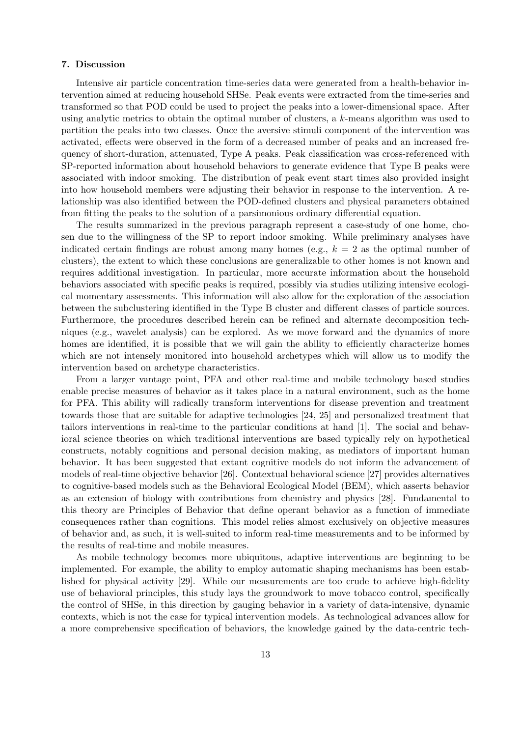## 7. Discussion

Intensive air particle concentration time-series data were generated from a health-behavior intervention aimed at reducing household SHSe. Peak events were extracted from the time-series and transformed so that POD could be used to project the peaks into a lower-dimensional space. After using analytic metrics to obtain the optimal number of clusters, a $k$-means algorithm was used to partition the peaks into two classes. Once the aversive stimuli component of the intervention was activated, effects were observed in the form of a decreased number of peaks and an increased frequency of short-duration, attenuated, Type A peaks. Peak classification was cross-referenced with SP-reported information about household behaviors to generate evidence that Type B peaks were associated with indoor smoking. The distribution of peak event start times also provided insight into how household members were adjusting their behavior in response to the intervention. A relationship was also identified between the POD-defined clusters and physical parameters obtained from fitting the peaks to the solution of a parsimonious ordinary differential equation.

The results summarized in the previous paragraph represent a case-study of one home, chosen due to the willingness of the SP to report indoor smoking. While preliminary analyses have indicated certain findings are robust among many homes (e.g., $k = 2$ as the optimal number of clusters), the extent to which these conclusions are generalizable to other homes is not known and requires additional investigation. In particular, more accurate information about the household behaviors associated with specific peaks is required, possibly via studies utilizing intensive ecological momentary assessments. This information will also allow for the exploration of the association between the subclustering identified in the Type B cluster and different classes of particle sources. Furthermore, the procedures described herein can be refined and alternate decomposition techniques (e.g., wavelet analysis) can be explored. As we move forward and the dynamics of more homes are identified, it is possible that we will gain the ability to efficiently characterize homes which are not intensely monitored into household archetypes which will allow us to modify the intervention based on archetype characteristics.

From a larger vantage point, PFA and other real-time and mobile technology based studies enable precise measures of behavior as it takes place in a natural environment, such as the home for PFA. This ability will radically transform interventions for disease prevention and treatment towards those that are suitable for adaptive technologies [24, 25] and personalized treatment that tailors interventions in real-time to the particular conditions at hand [1]. The social and behavioral science theories on which traditional interventions are based typically rely on hypothetical constructs, notably cognitions and personal decision making, as mediators of important human behavior. It has been suggested that extant cognitive models do not inform the advancement of models of real-time objective behavior [26]. Contextual behavioral science [27] provides alternatives to cognitive-based models such as the Behavioral Ecological Model (BEM), which asserts behavior as an extension of biology with contributions from chemistry and physics [28]. Fundamental to this theory are Principles of Behavior that define operant behavior as a function of immediate consequences rather than cognitions. This model relies almost exclusively on objective measures of behavior and, as such, it is well-suited to inform real-time measurements and to be informed by the results of real-time and mobile measures.

As mobile technology becomes more ubiquitous, adaptive interventions are beginning to be implemented. For example, the ability to employ automatic shaping mechanisms has been established for physical activity [29]. While our measurements are too crude to achieve high-fidelity use of behavioral principles, this study lays the groundwork to move tobacco control, specifically the control of SHSe, in this direction by gauging behavior in a variety of data-intensive, dynamic contexts, which is not the case for typical intervention models. As technological advances allow for a more comprehensive specification of behaviors, the knowledge gained by the data-centric tech-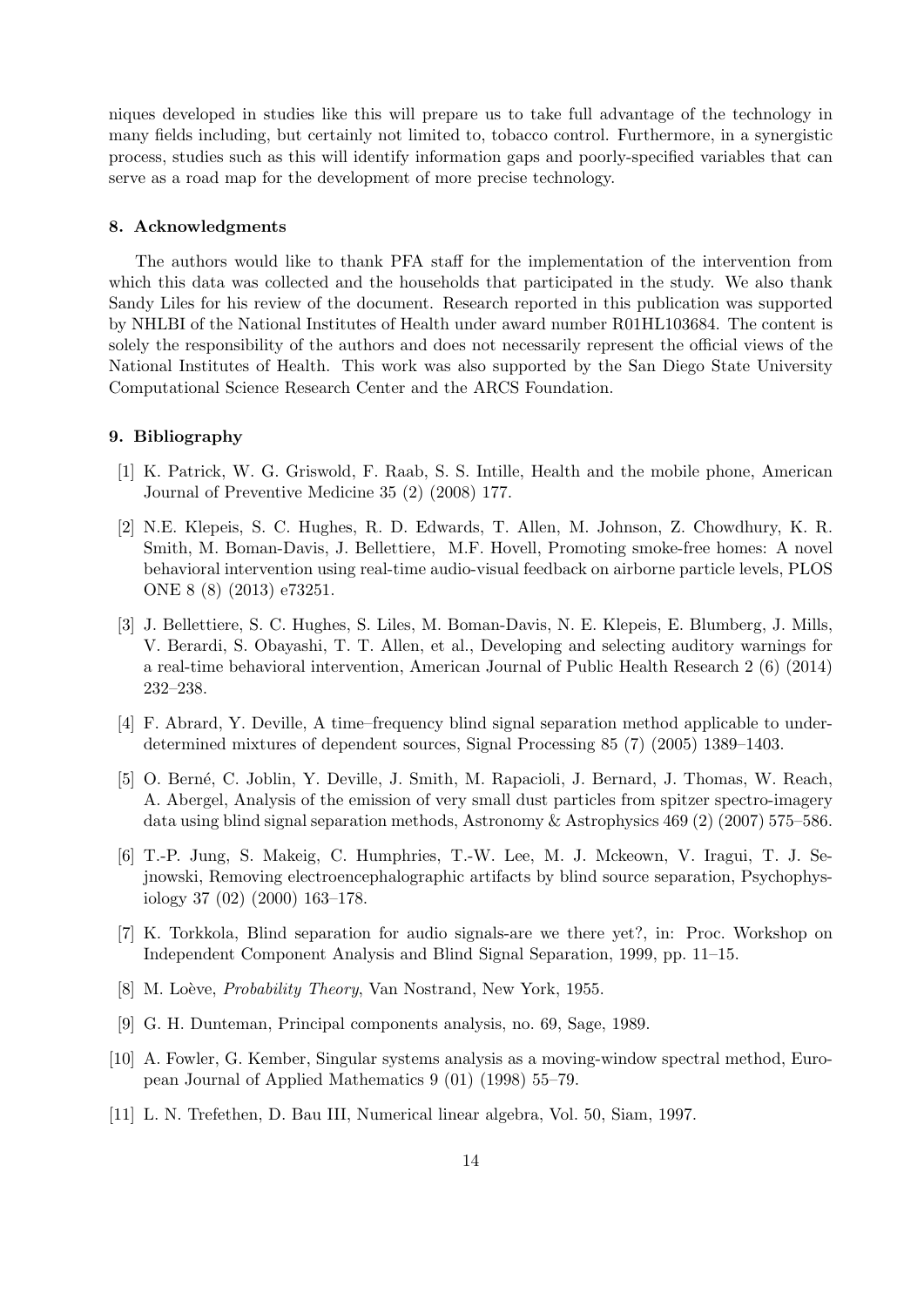niques developed in studies like this will prepare us to take full advantage of the technology in many fields including, but certainly not limited to, tobacco control. Furthermore, in a synergistic process, studies such as this will identify information gaps and poorly-specified variables that can serve as a road map for the development of more precise technology.

### 8. Acknowledgments

The authors would like to thank PFA staff for the implementation of the intervention from which this data was collected and the households that participated in the study. We also thank Sandy Liles for his review of the document. Research reported in this publication was supported by NHLBI of the National Institutes of Health under award number R01HL103684. The content is solely the responsibility of the authors and does not necessarily represent the official views of the National Institutes of Health. This work was also supported by the San Diego State University Computational Science Research Center and the ARCS Foundation.

### 9. Bibliography

[1] K. Patrick, W. G. Griswold, F. Raab, S. S. Intille, Health and the mobile phone, American Journal of Preventive Medicine 35 (2) (2008) 177.

[2] N.E. Klepeis, S. C. Hughes, R. D. Edwards, T. Allen, M. Johnson, Z. Chowdhury, K. R. Smith, M. Boman-Davis, J. Bellettiere, M.F. Hovell, Promoting smoke-free homes: A novel behavioral intervention using real-time audio-visual feedback on airborne particle levels, PLOS ONE 8 (8) (2013) e73251.

[3] J. Bellettiere, S. C. Hughes, S. Liles, M. Boman-Davis, N. E. Klepeis, E. Blumberg, J. Mills, V. Berardi, S. Obayashi, T. T. Allen, et al., Developing and selecting auditory warnings for a real-time behavioral intervention, American Journal of Public Health Research 2 (6) (2014) 232–238.

[4] F. Abrard, Y. Deville, A time–frequency blind signal separation method applicable to underdetermined mixtures of dependent sources, Signal Processing 85 (7) (2005) 1389–1403.

[5] O. Berné, C. Joblin, Y. Deville, J. Smith, M. Rapacioli, J. Bernard, J. Thomas, W. Reach, A. Abergel, Analysis of the emission of very small dust particles from spitzer spectro-imagery data using blind signal separation methods, Astronomy & Astrophysics 469 (2) (2007) 575–586.

[6] T.-P. Jung, S. Makeig, C. Humphries, T.-W. Lee, M. J. Mckeown, V. Iragui, T. J. Sejnowski, Removing electroencephalographic artifacts by blind source separation, Psychophysiology 37 (02) (2000) 163–178.

[7] K. Torkkola, Blind separation for audio signals-are we there yet?, in: Proc. Workshop on Independent Component Analysis and Blind Signal Separation, 1999, pp. 11–15.

[8] M. Loève, *Probability Theory*, Van Nostrand, New York, 1955.

[9] G. H. Dunteman, Principal components analysis, no. 69, Sage, 1989.

[10] A. Fowler, G. Kember, Singular systems analysis as a moving-window spectral method, European Journal of Applied Mathematics 9 (01) (1998) 55–79.

[11] L. N. Trefethen, D. Bau III, Numerical linear algebra, Vol. 50, Siam, 1997.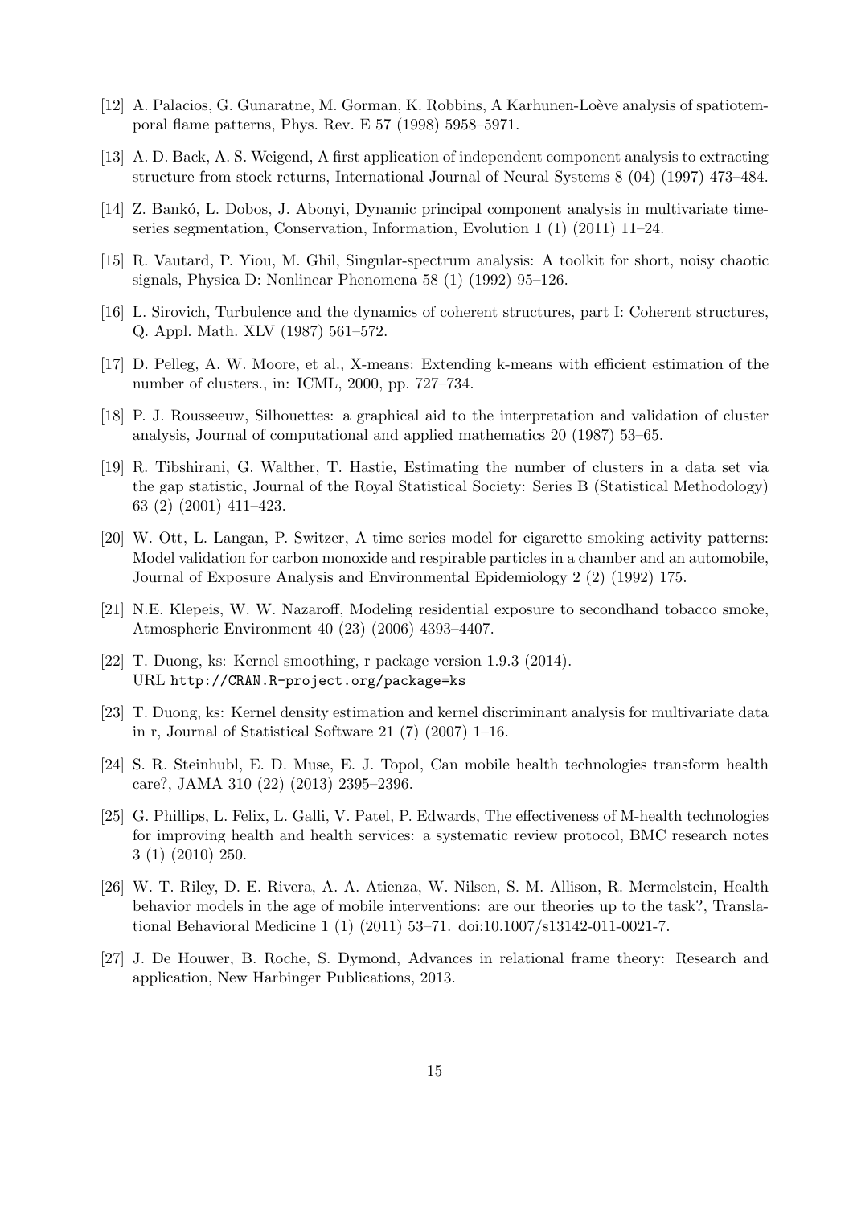[12] A. Palacios, G. Gunaratne, M. Gorman, K. Robbins, A Karhunen-Loève analysis of spatiotemporal flame patterns, Phys. Rev. E 57 (1998) 5958–5971.

[13] A. D. Back, A. S. Weigend, A first application of independent component analysis to extracting structure from stock returns, International Journal of Neural Systems 8 (04) (1997) 473–484.

[14] Z. Bankó, L. Dobos, J. Abonyi, Dynamic principal component analysis in multivariate time-series segmentation, Conservation, Information, Evolution 1 (1) (2011) 11–24.

[15] R. Vautard, P. Yiou, M. Ghil, Singular-spectrum analysis: A toolkit for short, noisy chaotic signals, Physica D: Nonlinear Phenomena 58 (1) (1992) 95–126.

[16] L. Sirovich, Turbulence and the dynamics of coherent structures, part I: Coherent structures, Q. Appl. Math. XLV (1987) 561–572.

[17] D. Pelleg, A. W. Moore, et al., X-means: Extending k-means with efficient estimation of the number of clusters., in: ICML, 2000, pp. 727–734.

[18] P. J. Rousseeuw, Silhouettes: a graphical aid to the interpretation and validation of cluster analysis, Journal of computational and applied mathematics 20 (1987) 53–65.

[19] R. Tibshirani, G. Walther, T. Hastie, Estimating the number of clusters in a data set via the gap statistic, Journal of the Royal Statistical Society: Series B (Statistical Methodology) 63 (2) (2001) 411–423.

[20] W. Ott, L. Langan, P. Switzer, A time series model for cigarette smoking activity patterns: Model validation for carbon monoxide and respirable particles in a chamber and an automobile, Journal of Exposure Analysis and Environmental Epidemiology 2 (2) (1992) 175.

[21] N.E. Klepeis, W. W. Nazaroff, Modeling residential exposure to secondhand tobacco smoke, Atmospheric Environment 40 (23) (2006) 4393–4407.

[22] T. Duong, ks: Kernel smoothing, r package version 1.9.3 (2014).
URL http://CRAN.R-project.org/package=ks

[23] T. Duong, ks: Kernel density estimation and kernel discriminant analysis for multivariate data in r, Journal of Statistical Software 21 (7) (2007) 1–16.

[24] S. R. Steinhubl, E. D. Muse, E. J. Topol, Can mobile health technologies transform health care?, JAMA 310 (22) (2013) 2395–2396.

[25] G. Phillips, L. Felix, L. Galli, V. Patel, P. Edwards, The effectiveness of M-health technologies for improving health and health services: a systematic review protocol, BMC research notes 3 (1) (2010) 250.

[26] W. T. Riley, D. E. Rivera, A. A. Atienza, W. Nilsen, S. M. Allison, R. Mermelstein, Health behavior models in the age of mobile interventions: are our theories up to the task?, Translational Behavioral Medicine 1 (1) (2011) 53–71. doi:10.1007/s13142-011-0021-7.

[27] J. De Houwer, B. Roche, S. Dymond, Advances in relational frame theory: Research and application, New Harbinger Publications, 2013.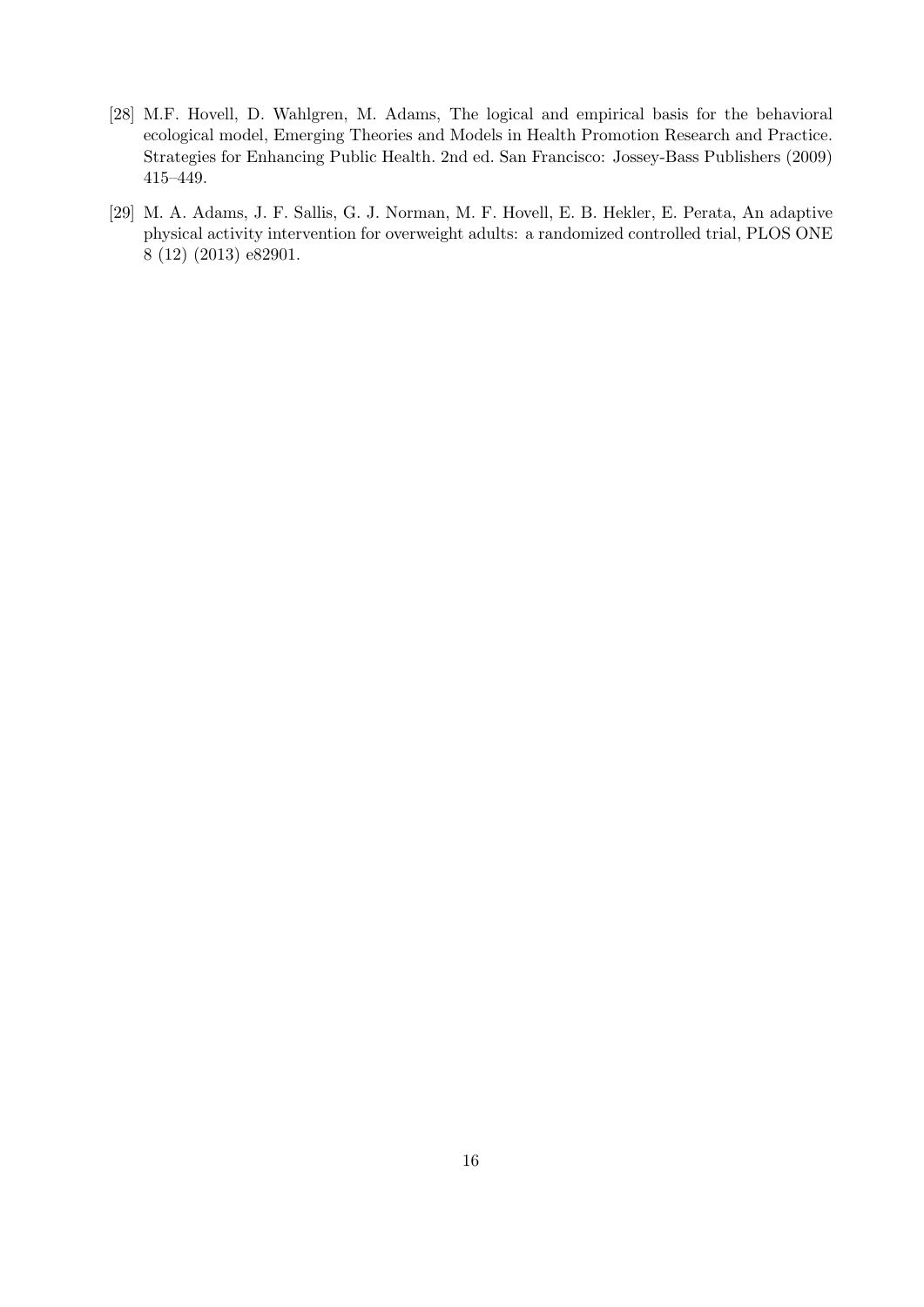[28] M.F. Hovell, D. Wahlgren, M. Adams, The logical and empirical basis for the behavioral ecological model, Emerging Theories and Models in Health Promotion Research and Practice. Strategies for Enhancing Public Health. 2nd ed. San Francisco: Jossey-Bass Publishers (2009) 415–449.

[29] M. A. Adams, J. F. Sallis, G. J. Norman, M. F. Hovell, E. B. Hekler, E. Perata, An adaptive physical activity intervention for overweight adults: a randomized controlled trial, PLOS ONE 8 (12) (2013) e82901.